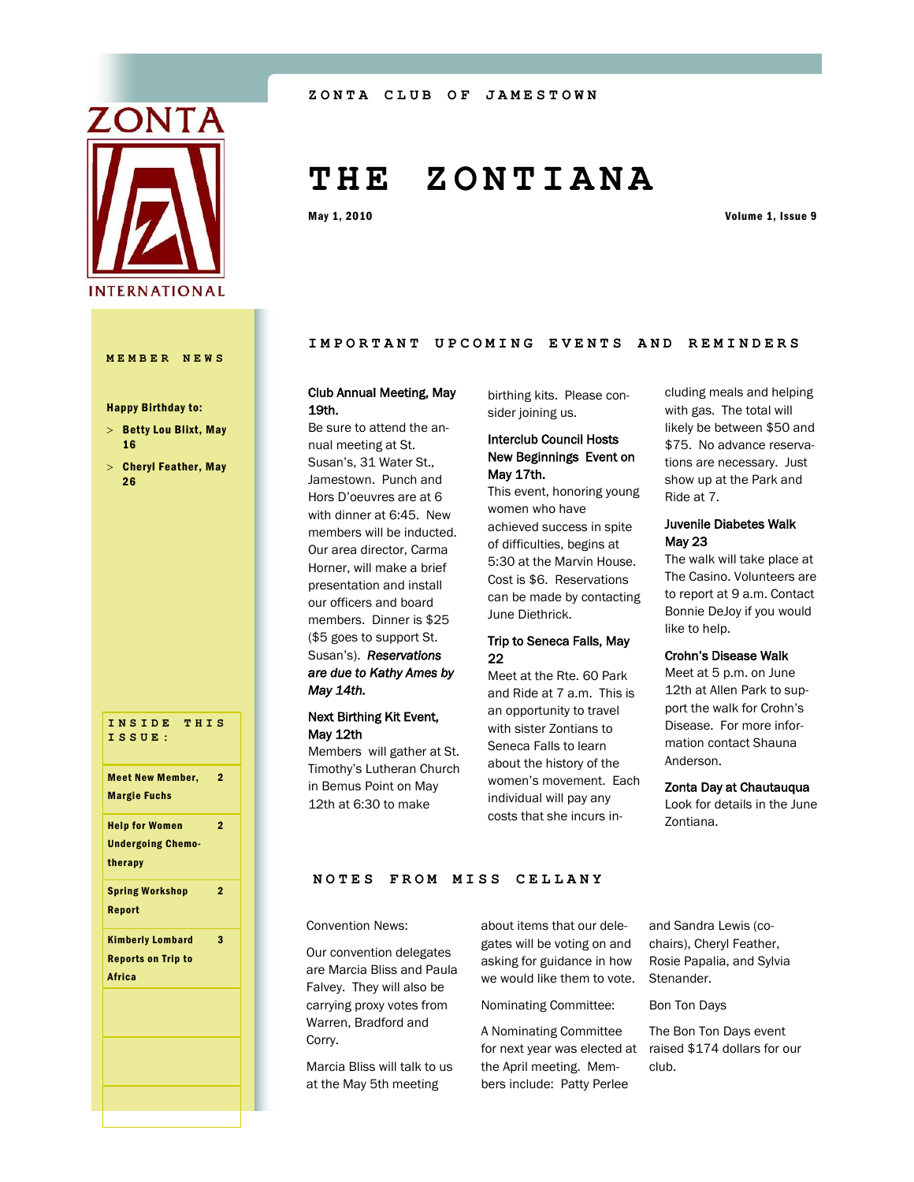ZONTA CLUB OF JAMESTOWN

# THE ZONTIANA

May 1, 2010

Volume 1, Issue 9

## MEMBER NEWS

**Happy Birthday to:**

- **Betty Lou Blixt, May 16**
- **Cheryl Feather, May 26**

### INSIDE THIS ISSUE:

| | |
|---|---|
| Meet New Member, Margie Fuchs | 2 |
| Help for Women Undergoing Chemotherapy | 2 |
| Spring Workshop Report | 2 |
| Kimberly Lombard Reports on Trip to Africa | 3 |

## IMPORTANT UPCOMING EVENTS AND REMINDERS

### Club Annual Meeting, May 19th.

Be sure to attend the annual meeting at St. Susan's, 31 Water St., Jamestown. Punch and Hors D'oeuvres are at 6 with dinner at 6:45. New members will be inducted. Our area director, Carma Horner, will make a brief presentation and install our officers and board members. Dinner is $25 ($5 goes to support St. Susan's). ***Reservations are due to Kathy Ames by May 14th.***

### Next Birthing Kit Event, May 12th

Members will gather at St. Timothy's Lutheran Church in Bemus Point on May 12th at 6:30 to make birthing kits. Please consider joining us.

### Interclub Council Hosts New Beginnings Event on May 17th.

This event, honoring young women who have achieved success in spite of difficulties, begins at 5:30 at the Marvin House. Cost is $6. Reservations can be made by contacting June Diethrick.

### Trip to Seneca Falls, May 22

Meet at the Rte. 60 Park and Ride at 7 a.m. This is an opportunity to travel with sister Zontians to Seneca Falls to learn about the history of the women's movement. Each individual will pay any costs that she incurs including meals and helping with gas. The total will likely be between $50 and $75. No advance reservations are necessary. Just show up at the Park and Ride at 7.

### Juvenile Diabetes Walk May 23

The walk will take place at The Casino. Volunteers are to report at 9 a.m. Contact Bonnie DeJoy if you would like to help.

### Crohn's Disease Walk

Meet at 5 p.m. on June 12th at Allen Park to support the walk for Crohn's Disease. For more information contact Shauna Anderson.

### Zonta Day at Chautauqua

Look for details in the June Zontiana.

## NOTES FROM MISS CELLANY

Convention News:

Our convention delegates are Marcia Bliss and Paula Falvey. They will also be carrying proxy votes from Warren, Bradford and Corry.

Marcia Bliss will talk to us at the May 5th meeting about items that our delegates will be voting on and asking for guidance in how we would like them to vote.

Nominating Committee:

A Nominating Committee for next year was elected at the April meeting. Members include: Patty Perlee and Sandra Lewis (co-chairs), Cheryl Feather, Rosie Papalia, and Sylvia Stenander.

Bon Ton Days

The Bon Ton Days event raised $174 dollars for our club.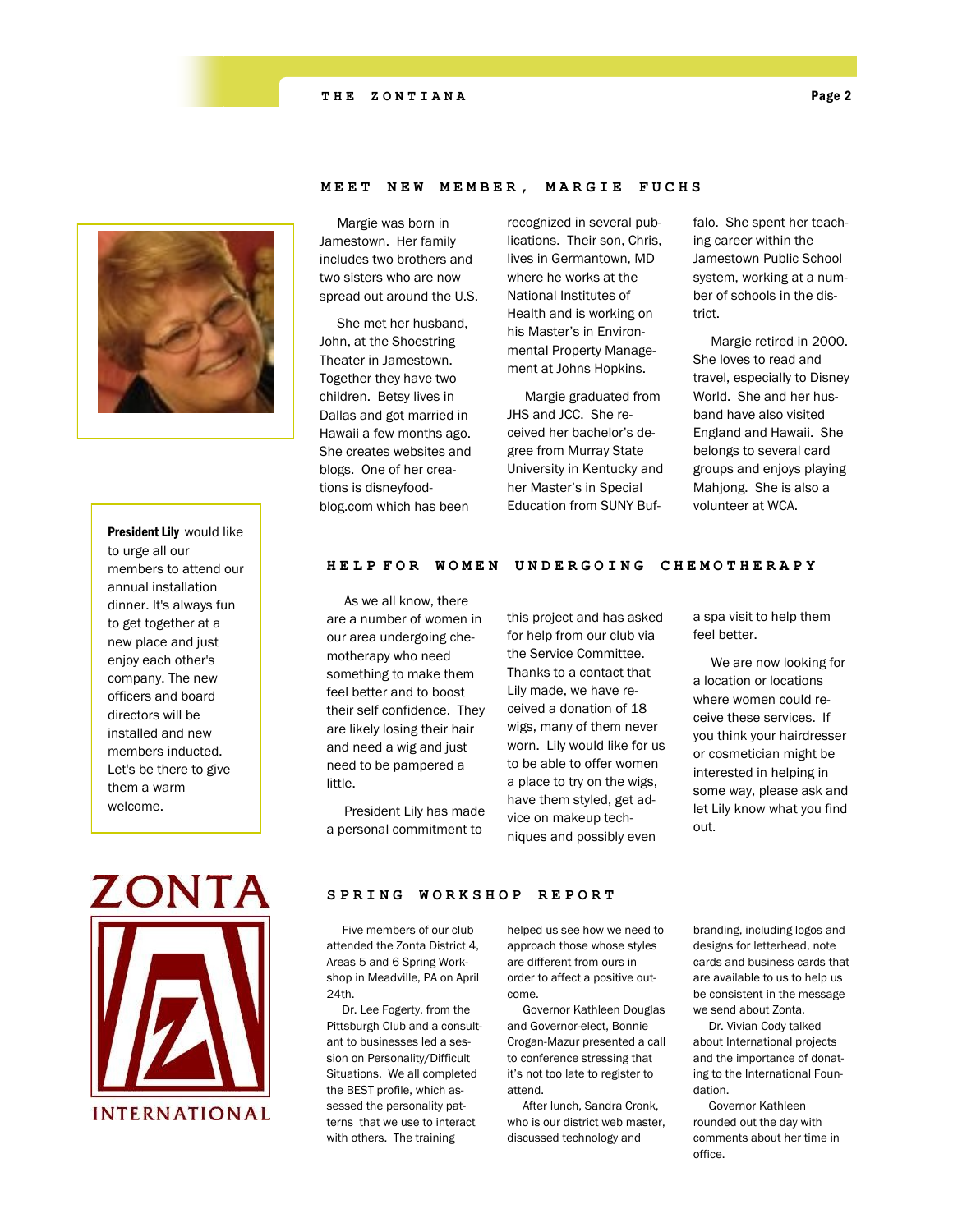## MEET NEW MEMBER, MARGIE FUCHS

Margie was born in Jamestown. Her family includes two brothers and two sisters who are now spread out around the U.S.

She met her husband, John, at the Shoestring Theater in Jamestown. Together they have two children. Betsy lives in Dallas and got married in Hawaii a few months ago. She creates websites and blogs. One of her creations is disneyfoodblog.com which has been recognized in several publications. Their son, Chris, lives in Germantown, MD where he works at the National Institutes of Health and is working on his Master's in Environmental Property Management at Johns Hopkins.

Margie graduated from JHS and JCC. She received her bachelor's degree from Murray State University in Kentucky and her Master's in Special Education from SUNY Buffalo. She spent her teaching career within the Jamestown Public School system, working at a number of schools in the district.

Margie retired in 2000. She loves to read and travel, especially to Disney World. She and her husband have also visited England and Hawaii. She belongs to several card groups and enjoys playing Mahjong. She is also a volunteer at WCA.

**President Lily** would like to urge all our members to attend our annual installation dinner. It's always fun to get together at a new place and just enjoy each other's company. The new officers and board directors will be installed and new members inducted. Let's be there to give them a warm welcome.

## HELP FOR WOMEN UNDERGOING CHEMOTHERAPY

As we all know, there are a number of women in our area undergoing chemotherapy who need something to make them feel better and to boost their self confidence. They are likely losing their hair and need a wig and just need to be pampered a little.

President Lily has made a personal commitment to this project and has asked for help from our club via the Service Committee. Thanks to a contact that Lily made, we have received a donation of 18 wigs, many of them never worn. Lily would like for us to be able to offer women a place to try on the wigs, have them styled, get advice on makeup techniques and possibly even a spa visit to help them feel better.

We are now looking for a location or locations where women could receive these services. If you think your hairdresser or cosmetician might be interested in helping in some way, please ask and let Lily know what you find out.

## SPRING WORKSHOP REPORT

Five members of our club attended the Zonta District 4, Areas 5 and 6 Spring Workshop in Meadville, PA on April 24th.

Dr. Lee Fogerty, from the Pittsburgh Club and a consultant to businesses led a session on Personality/Difficult Situations. We all completed the BEST profile, which assessed the personality patterns that we use to interact with others. The training helped us see how we need to approach those whose styles are different from ours in order to affect a positive outcome.

Governor Kathleen Douglas and Governor-elect, Bonnie Crogan-Mazur presented a call to conference stressing that it's not too late to register to attend.

After lunch, Sandra Cronk, who is our district web master, discussed technology and branding, including logos and designs for letterhead, note cards and business cards that are available to us to help us be consistent in the message we send about Zonta.

Dr. Vivian Cody talked about International projects and the importance of donating to the International Foundation.

Governor Kathleen rounded out the day with comments about her time in office.

ZONTA INTERNATIONAL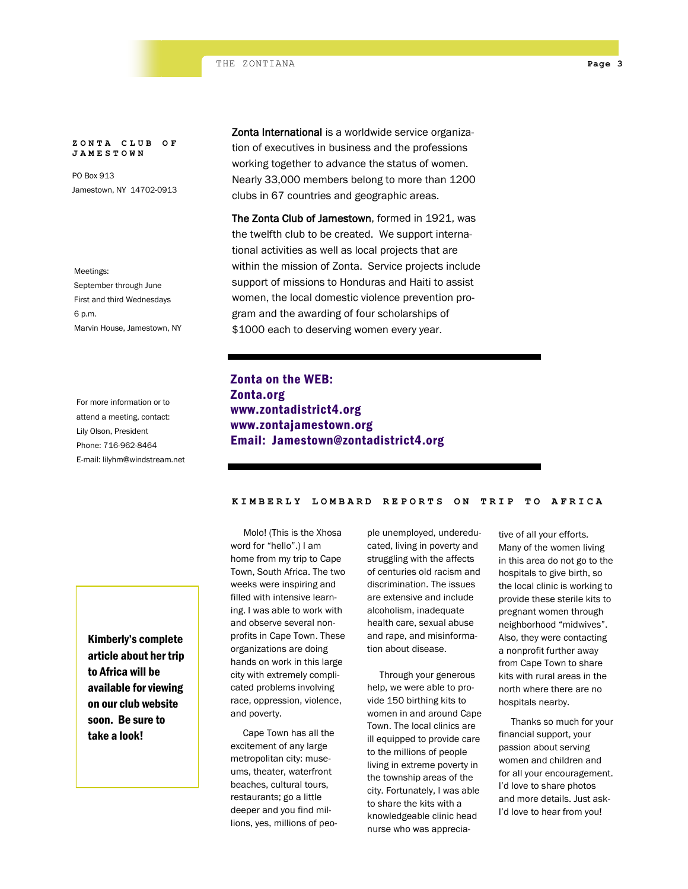**ZONTA CLUB OF JAMESTOWN**

PO Box 913
Jamestown, NY 14702-0913

Meetings:
September through June
First and third Wednesdays
6 p.m.
Marvin House, Jamestown, NY

For more information or to attend a meeting, contact:
Lily Olson, President
Phone: 716-962-8464
E-mail: lilyhm@windstream.net

**Zonta International** is a worldwide service organization of executives in business and the professions working together to advance the status of women. Nearly 33,000 members belong to more than 1200 clubs in 67 countries and geographic areas.

**The Zonta Club of Jamestown**, formed in 1921, was the twelfth club to be created. We support international activities as well as local projects that are within the mission of Zonta. Service projects include support of missions to Honduras and Haiti to assist women, the local domestic violence prevention program and the awarding of four scholarships of $1000 each to deserving women every year.

**Zonta on the WEB:**
**Zonta.org**
**www.zontadistrict4.org**
**www.zontajamestown.org**
**Email: Jamestown@zontadistrict4.org**

## KIMBERLY LOMBARD REPORTS ON TRIP TO AFRICA

Molo! (This is the Xhosa word for "hello".) I am home from my trip to Cape Town, South Africa. The two weeks were inspiring and filled with intensive learning. I was able to work with and observe several nonprofits in Cape Town. These organizations are doing hands on work in this large city with extremely complicated problems involving race, oppression, violence, and poverty.

Cape Town has all the excitement of any large metropolitan city: museums, theater, waterfront beaches, cultural tours, restaurants; go a little deeper and you find millions, yes, millions of people unemployed, undereducated, living in poverty and struggling with the affects of centuries old racism and discrimination. The issues are extensive and include alcoholism, inadequate health care, sexual abuse and rape, and misinformation about disease.

Through your generous help, we were able to provide 150 birthing kits to women in and around Cape Town. The local clinics are ill equipped to provide care to the millions of people living in extreme poverty in the township areas of the city. Fortunately, I was able to share the kits with a knowledgeable clinic head nurse who was appreciative of all your efforts. Many of the women living in this area do not go to the hospitals to give birth, so the local clinic is working to provide these sterile kits to pregnant women through neighborhood "midwives". Also, they were contacting a nonprofit further away from Cape Town to share kits with rural areas in the north where there are no hospitals nearby.

Thanks so much for your financial support, your passion about serving women and children and for all your encouragement. I'd love to share photos and more details. Just ask-I'd love to hear from you!

**Kimberly's complete article about her trip to Africa will be available for viewing on our club website soon. Be sure to take a look!**